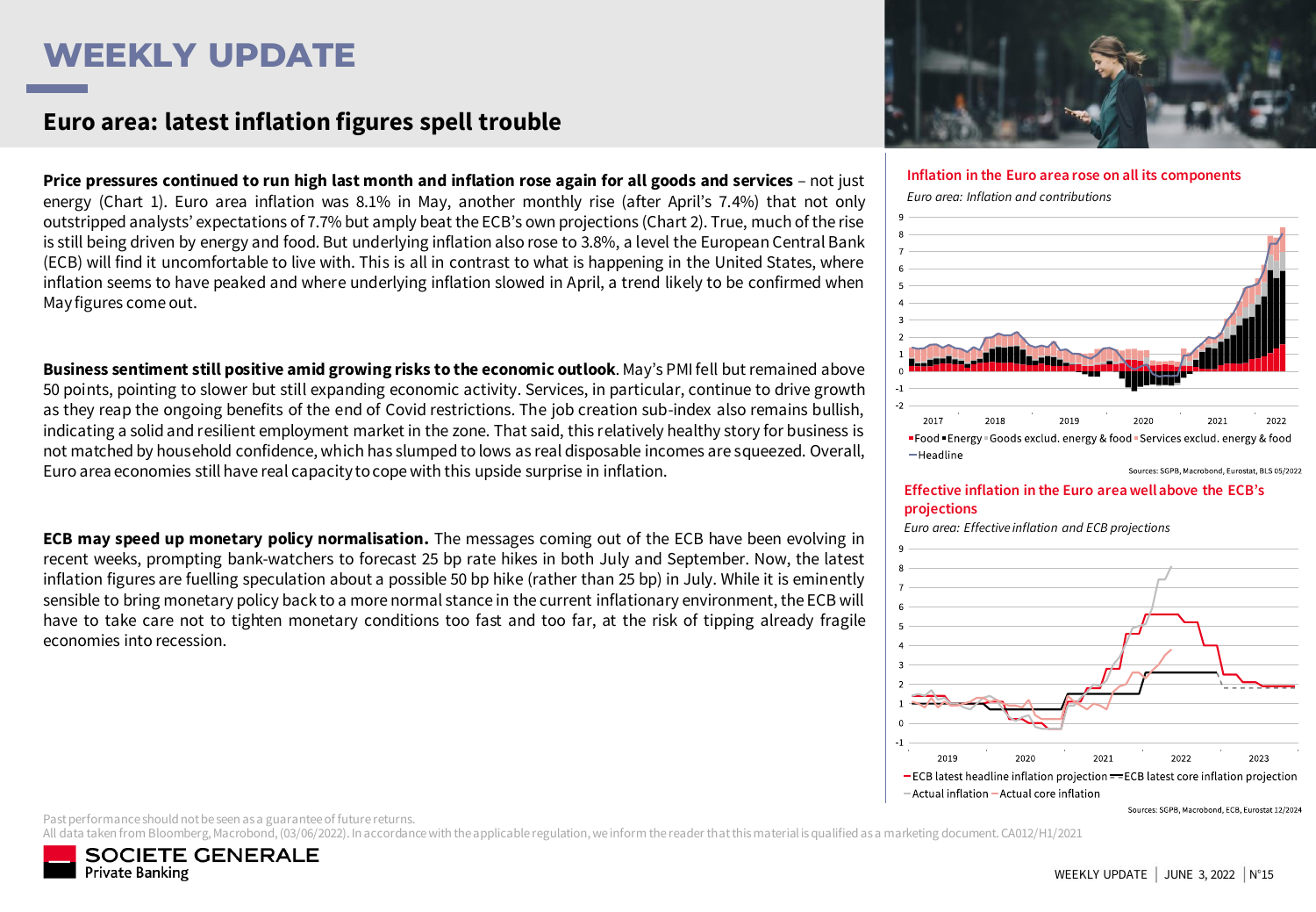# WEEKLY UPDATE

## Euro area: latest inflation figures spell trouble

**Price pressures continued to run high last month and inflation rose again for all goods and services** – not just energy (Chart 1). Euro area inflation was 8.1% in May, another monthly rise (after April's 7.4%) that not only outstripped analysts' expectations of 7.7% but amply beat the ECB's own projections (Chart 2). True, much of the rise is still being driven by energy and food. But underlying inflation also rose to 3.8%, a level the European Central Bank (ECB) will find it uncomfortable to live with. This is all in contrast to what is happening in the United States, where inflation seems to have peaked and where underlying inflation slowed in April, a trend likely to be confirmed when May figures come out.

**Business sentiment still positive amid growing risks to the economic outlook**. May's PMI fell but remained above 50 points, pointing to slower but still expanding economic activity. Services, in particular, continue to drive growth as they reap the ongoing benefits of the end of Covid restrictions. The job creation sub-index also remains bullish, indicating a solid and resilient employment market in the zone. That said, this relatively healthy story for business is not matched by household confidence, which has slumped to lows as real disposable incomes are squeezed. Overall, Euro area economies still have real capacity to cope with this upside surprise in inflation.

**ECB may speed up monetary policy normalisation.** The messages coming out of the ECB have been evolving in recent weeks, prompting bank-watchers to forecast 25 bp rate hikes in both July and September. Now, the latest inflation figures are fuelling speculation about a possible 50 bp hike (rather than 25 bp) in July. While it is eminently sensible to bring monetary policy back to a more normal stance in the current inflationary environment, the ECB will have to take care not to tighten monetary conditions too fast and too far, at the risk of tipping already fragile economies into recession.

### Inflation in the Euro area rose on all its components

*Euro area: Inflation and contributions*

Food ▪ Energy ▪ Goods exclud. energy & food ▪ Services exclud. energy & food — Headline

Sources: SGPB, Macrobond, Eurostat, BLS 05/2022

### Effective inflation in the Euro area well above the ECB's projections

*Euro area: Effective inflation and ECB projections*

— ECB latest headline inflation projection — ECB latest core inflation projection — Actual inflation — Actual core inflation

Sources: SGPB, Macrobond, ECB, Eurostat 12/2024

Past performance should not be seen as a guarantee of future returns.
All data taken from Bloomberg, Macrobond, (03/06/2022). In accordance with the applicable regulation, we inform the reader that this material is qualified as a marketing document. CA012/H1/2021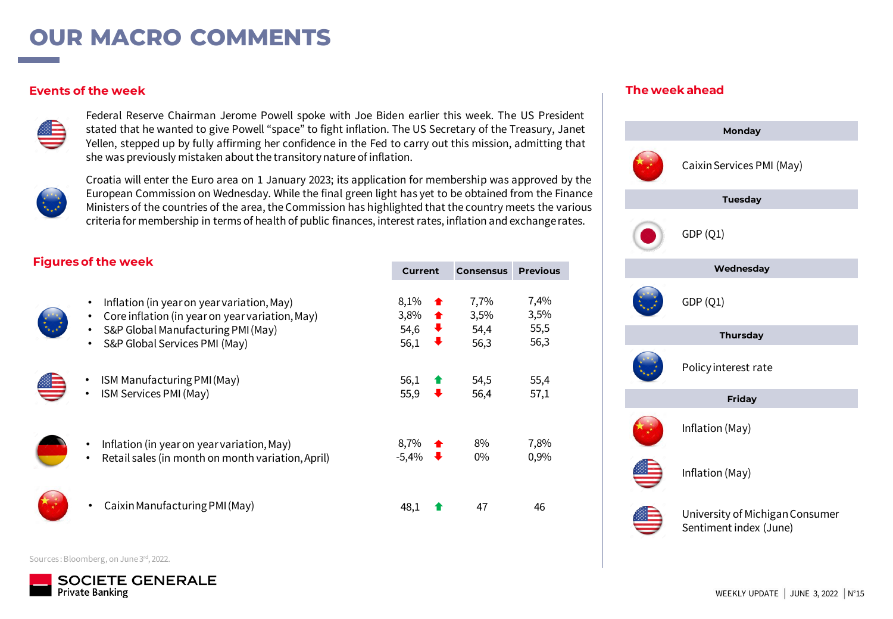# OUR MACRO COMMENTS

## Events of the week

Federal Reserve Chairman Jerome Powell spoke with Joe Biden earlier this week. The US President stated that he wanted to give Powell "space" to fight inflation. The US Secretary of the Treasury, Janet Yellen, stepped up by fully affirming her confidence in the Fed to carry out this mission, admitting that she was previously mistaken about the transitory nature of inflation.

Croatia will enter the Euro area on 1 January 2023; its application for membership was approved by the European Commission on Wednesday. While the final green light has yet to be obtained from the Finance Ministers of the countries of the area, the Commission has highlighted that the country meets the various criteria for membership in terms of health of public finances, interest rates, inflation and exchange rates.

## Figures of the week

| | Indicator | Current | | Consensus | Previous |
|---|---|---|---|---|---|
| Euro area | Inflation (in year on year variation, May) | 8,1% | ↑ | 7,7% | 7,4% |
| | Core inflation (in year on year variation, May) | 3,8% | ↑ | 3,5% | 3,5% |
| | S&P Global Manufacturing PMI (May) | 54,6 | ↓ | 54,4 | 55,5 |
| | S&P Global Services PMI (May) | 56,1 | ↓ | 56,3 | 56,3 |
| US | ISM Manufacturing PMI (May) | 56,1 | ↑ | 54,5 | 55,4 |
| | ISM Services PMI (May) | 55,9 | ↓ | 56,4 | 57,1 |
| Germany | Inflation (in year on year variation, May) | 8,7% | ↑ | 8% | 7,8% |
| | Retail sales (in month on month variation, April) | -5,4% | ↓ | 0% | 0,9% |
| China | Caixin Manufacturing PMI (May) | 48,1 | ↑ | 47 | 46 |

Sources: Bloomberg, on June 3rd, 2022.

## The week ahead

| Day | Region | Event |
|---|---|---|
| **Monday** | China | Caixin Services PMI (May) |
| **Tuesday** | Japan | GDP (Q1) |
| **Wednesday** | Euro area | GDP (Q1) |
| **Thursday** | Euro area | Policy interest rate |
| **Friday** | China | Inflation (May) |
| | US | Inflation (May) |
| | US | University of Michigan Consumer Sentiment index (June) |

SOCIETE GENERALE
Private Banking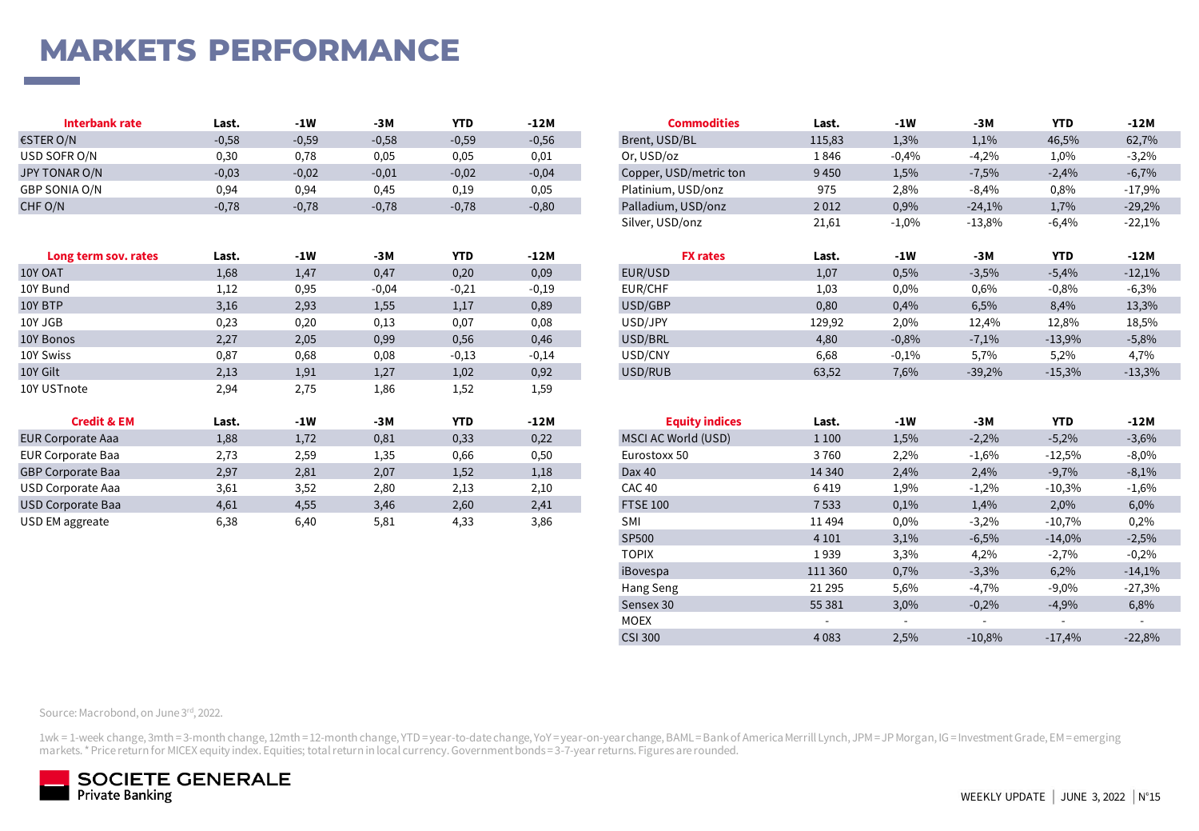# MARKETS PERFORMANCE

| Interbank rate | Last. | -1W | -3M | YTD | -12M |
|---|---|---|---|---|---|
| €STER O/N | -0,58 | -0,59 | -0,58 | -0,59 | -0,56 |
| USD SOFR O/N | 0,30 | 0,78 | 0,05 | 0,05 | 0,01 |
| JPY TONAR O/N | -0,03 | -0,02 | -0,01 | -0,02 | -0,04 |
| GBP SONIA O/N | 0,94 | 0,94 | 0,45 | 0,19 | 0,05 |
| CHF O/N | -0,78 | -0,78 | -0,78 | -0,78 | -0,80 |

| Long term sov. rates | Last. | -1W | -3M | YTD | -12M |
|---|---|---|---|---|---|
| 10Y OAT | 1,68 | 1,47 | 0,47 | 0,20 | 0,09 |
| 10Y Bund | 1,12 | 0,95 | -0,04 | -0,21 | -0,19 |
| 10Y BTP | 3,16 | 2,93 | 1,55 | 1,17 | 0,89 |
| 10Y JGB | 0,23 | 0,20 | 0,13 | 0,07 | 0,08 |
| 10Y Bonos | 2,27 | 2,05 | 0,99 | 0,56 | 0,46 |
| 10Y Swiss | 0,87 | 0,68 | 0,08 | -0,13 | -0,14 |
| 10Y Gilt | 2,13 | 1,91 | 1,27 | 1,02 | 0,92 |
| 10Y USTnote | 2,94 | 2,75 | 1,86 | 1,52 | 1,59 |

| Credit & EM | Last. | -1W | -3M | YTD | -12M |
|---|---|---|---|---|---|
| EUR Corporate Aaa | 1,88 | 1,72 | 0,81 | 0,33 | 0,22 |
| EUR Corporate Baa | 2,73 | 2,59 | 1,35 | 0,66 | 0,50 |
| GBP Corporate Baa | 2,97 | 2,81 | 2,07 | 1,52 | 1,18 |
| USD Corporate Aaa | 3,61 | 3,52 | 2,80 | 2,13 | 2,10 |
| USD Corporate Baa | 4,61 | 4,55 | 3,46 | 2,60 | 2,41 |
| USD EM aggreate | 6,38 | 6,40 | 5,81 | 4,33 | 3,86 |

| Commodities | Last. | -1W | -3M | YTD | -12M |
|---|---|---|---|---|---|
| Brent, USD/BL | 115,83 | 1,3% | 1,1% | 46,5% | 62,7% |
| Or, USD/oz | 1 846 | -0,4% | -4,2% | 1,0% | -3,2% |
| Copper, USD/metric ton | 9 450 | 1,5% | -7,5% | -2,4% | -6,7% |
| Platinium, USD/onz | 975 | 2,8% | -8,4% | 0,8% | -17,9% |
| Palladium, USD/onz | 2 012 | 0,9% | -24,1% | 1,7% | -29,2% |
| Silver, USD/onz | 21,61 | -1,0% | -13,8% | -6,4% | -22,1% |

| FX rates | Last. | -1W | -3M | YTD | -12M |
|---|---|---|---|---|---|
| EUR/USD | 1,07 | 0,5% | -3,5% | -5,4% | -12,1% |
| EUR/CHF | 1,03 | 0,0% | 0,6% | -0,8% | -6,3% |
| USD/GBP | 0,80 | 0,4% | 6,5% | 8,4% | 13,3% |
| USD/JPY | 129,92 | 2,0% | 12,4% | 12,8% | 18,5% |
| USD/BRL | 4,80 | -0,8% | -7,1% | -13,9% | -5,8% |
| USD/CNY | 6,68 | -0,1% | 5,7% | 5,2% | 4,7% |
| USD/RUB | 63,52 | 7,6% | -39,2% | -15,3% | -13,3% |

| Equity indices | Last. | -1W | -3M | YTD | -12M |
|---|---|---|---|---|---|
| MSCI AC World (USD) | 1 100 | 1,5% | -2,2% | -5,2% | -3,6% |
| Eurostoxx 50 | 3 760 | 2,2% | -1,6% | -12,5% | -8,0% |
| Dax 40 | 14 340 | 2,4% | 2,4% | -9,7% | -8,1% |
| CAC 40 | 6 419 | 1,9% | -1,2% | -10,3% | -1,6% |
| FTSE 100 | 7 533 | 0,1% | 1,4% | 2,0% | 6,0% |
| SMI | 11 494 | 0,0% | -3,2% | -10,7% | 0,2% |
| SP500 | 4 101 | 3,1% | -6,5% | -14,0% | -2,5% |
| TOPIX | 1 939 | 3,3% | 4,2% | -2,7% | -0,2% |
| iBovespa | 111 360 | 0,7% | -3,3% | 6,2% | -14,1% |
| Hang Seng | 21 295 | 5,6% | -4,7% | -9,0% | -27,3% |
| Sensex 30 | 55 381 | 3,0% | -0,2% | -4,9% | 6,8% |
| MOEX | - | - | - | - | - |
| CSI 300 | 4 083 | 2,5% | -10,8% | -17,4% | -22,8% |

Source: Macrobond, on June 3rd, 2022.

1wk = 1-week change, 3mth = 3-month change, 12mth = 12-month change, YTD = year-to-date change, YoY = year-on-year change, BAML = Bank of America Merrill Lynch, JPM = JP Morgan, IG = Investment Grade, EM = emerging markets. * Price return for MICEX equity index. Equities; total return in local currency. Government bonds = 3-7-year returns. Figures are rounded.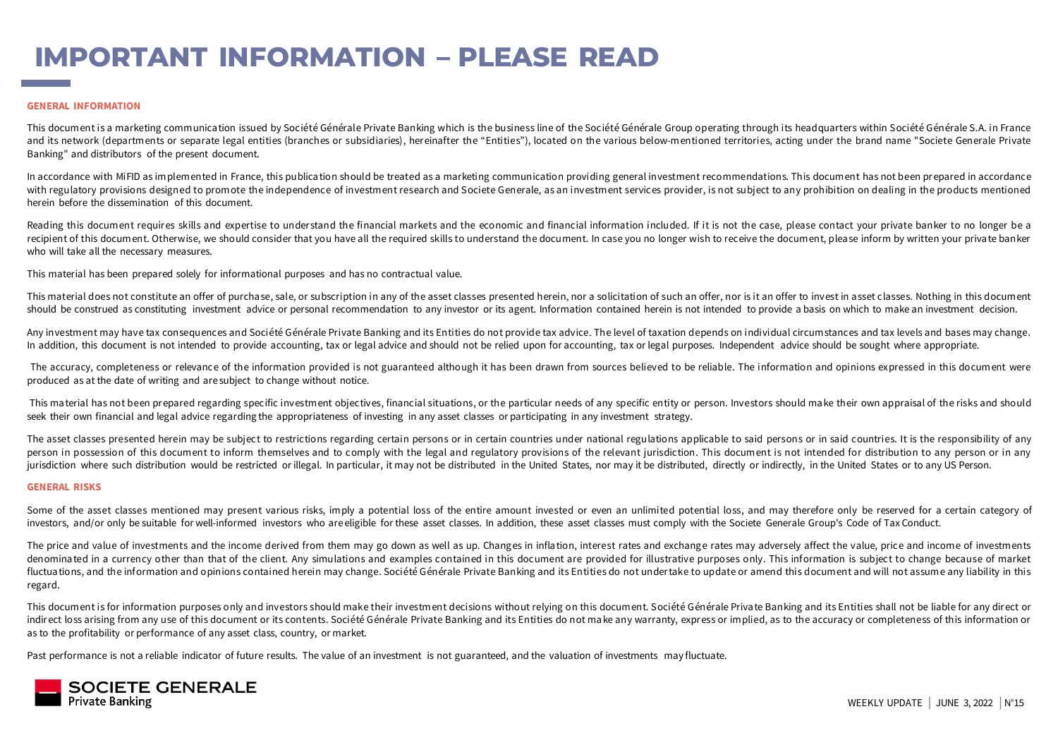# IMPORTANT INFORMATION – PLEASE READ

### GENERAL INFORMATION

This document is a marketing communication issued by Société Générale Private Banking which is the business line of the Société Générale Group operating through its headquarters within Société Générale S.A. in France and its network (departments or separate legal entities (branches or subsidiaries), hereinafter the "Entities"), located on the various below-mentioned territories, acting under the brand name "Societe Generale Private Banking" and distributors of the present document.

In accordance with MiFID as implemented in France, this publication should be treated as a marketing communication providing general investment recommendations. This document has not been prepared in accordance with regulatory provisions designed to promote the independence of investment research and Societe Generale, as an investment services provider, is not subject to any prohibition on dealing in the products mentioned herein before the dissemination of this document.

Reading this document requires skills and expertise to understand the financial markets and the economic and financial information included. If it is not the case, please contact your private banker to no longer be a recipient of this document. Otherwise, we should consider that you have all the required skills to understand the document. In case you no longer wish to receive the document, please inform by written your private banker who will take all the necessary measures.

This material has been prepared solely for informational purposes and has no contractual value.

This material does not constitute an offer of purchase, sale, or subscription in any of the asset classes presented herein, nor a solicitation of such an offer, nor is it an offer to invest in asset classes. Nothing in this document should be construed as constituting investment advice or personal recommendation to any investor or its agent. Information contained herein is not intended to provide a basis on which to make an investment decision.

Any investment may have tax consequences and Société Générale Private Banking and its Entities do not provide tax advice. The level of taxation depends on individual circumstances and tax levels and bases may change. In addition, this document is not intended to provide accounting, tax or legal advice and should not be relied upon for accounting, tax or legal purposes. Independent advice should be sought where appropriate.

The accuracy, completeness or relevance of the information provided is not guaranteed although it has been drawn from sources believed to be reliable. The information and opinions expressed in this document were produced as at the date of writing and are subject to change without notice.

This material has not been prepared regarding specific investment objectives, financial situations, or the particular needs of any specific entity or person. Investors should make their own appraisal of the risks and should seek their own financial and legal advice regarding the appropriateness of investing in any asset classes or participating in any investment strategy.

The asset classes presented herein may be subject to restrictions regarding certain persons or in certain countries under national regulations applicable to said persons or in said countries. It is the responsibility of any person in possession of this document to inform themselves and to comply with the legal and regulatory provisions of the relevant jurisdiction. This document is not intended for distribution to any person or in any jurisdiction where such distribution would be restricted or illegal. In particular, it may not be distributed in the United States, nor may it be distributed, directly or indirectly, in the United States or to any US Person.

### GENERAL RISKS

Some of the asset classes mentioned may present various risks, imply a potential loss of the entire amount invested or even an unlimited potential loss, and may therefore only be reserved for a certain category of investors, and/or only be suitable for well-informed investors who are eligible for these asset classes. In addition, these asset classes must comply with the Societe Generale Group's Code of Tax Conduct.

The price and value of investments and the income derived from them may go down as well as up. Changes in inflation, interest rates and exchange rates may adversely affect the value, price and income of investments denominated in a currency other than that of the client. Any simulations and examples contained in this document are provided for illustrative purposes only. This information is subject to change because of market fluctuations, and the information and opinions contained herein may change. Société Générale Private Banking and its Entities do not undertake to update or amend this document and will not assume any liability in this regard.

This document is for information purposes only and investors should make their investment decisions without relying on this document. Société Générale Private Banking and its Entities shall not be liable for any direct or indirect loss arising from any use of this document or its contents. Société Générale Private Banking and its Entities do not make any warranty, express or implied, as to the accuracy or completeness of this information or as to the profitability or performance of any asset class, country, or market.

Past performance is not a reliable indicator of future results. The value of an investment is not guaranteed, and the valuation of investments may fluctuate.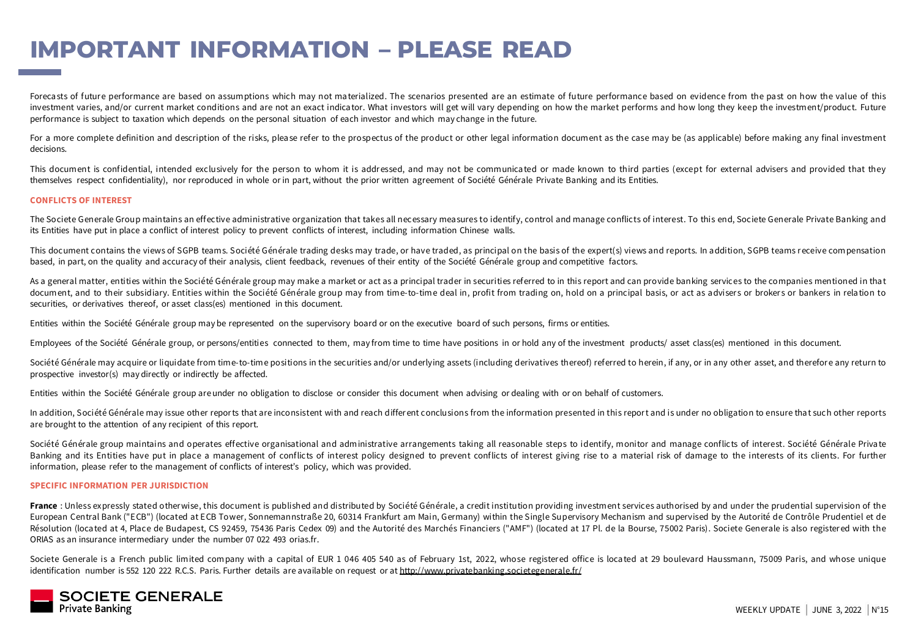# IMPORTANT INFORMATION – PLEASE READ

Forecasts of future performance are based on assumptions which may not materialized. The scenarios presented are an estimate of future performance based on evidence from the past on how the value of this investment varies, and/or current market conditions and are not an exact indicator. What investors will get will vary depending on how the market performs and how long they keep the investment/product. Future performance is subject to taxation which depends on the personal situation of each investor and which may change in the future.

For a more complete definition and description of the risks, please refer to the prospectus of the product or other legal information document as the case may be (as applicable) before making any final investment decisions.

This document is confidential, intended exclusively for the person to whom it is addressed, and may not be communicated or made known to third parties (except for external advisers and provided that they themselves respect confidentiality), nor reproduced in whole or in part, without the prior written agreement of Société Générale Private Banking and its Entities.

### CONFLICTS OF INTEREST

The Societe Generale Group maintains an effective administrative organization that takes all necessary measures to identify, control and manage conflicts of interest. To this end, Societe Generale Private Banking and its Entities have put in place a conflict of interest policy to prevent conflicts of interest, including information Chinese walls.

This document contains the views of SGPB teams. Société Générale trading desks may trade, or have traded, as principal on the basis of the expert(s) views and reports. In addition, SGPB teams receive compensation based, in part, on the quality and accuracy of their analysis, client feedback, revenues of their entity of the Société Générale group and competitive factors.

As a general matter, entities within the Société Générale group may make a market or act as a principal trader in securities referred to in this report and can provide banking services to the companies mentioned in that document, and to their subsidiary. Entities within the Société Générale group may from time-to-time deal in, profit from trading on, hold on a principal basis, or act as advisers or brokers or bankers in relation to securities, or derivatives thereof, or asset class(es) mentioned in this document.

Entities within the Société Générale group may be represented on the supervisory board or on the executive board of such persons, firms or entities.

Employees of the Société Générale group, or persons/entities connected to them, may from time to time have positions in or hold any of the investment products/ asset class(es) mentioned in this document.

Société Générale may acquire or liquidate from time-to-time positions in the securities and/or underlying assets (including derivatives thereof) referred to herein, if any, or in any other asset, and therefore any return to prospective investor(s) may directly or indirectly be affected.

Entities within the Société Générale group are under no obligation to disclose or consider this document when advising or dealing with or on behalf of customers.

In addition, Société Générale may issue other reports that are inconsistent with and reach different conclusions from the information presented in this report and is under no obligation to ensure that such other reports are brought to the attention of any recipient of this report.

Société Générale group maintains and operates effective organisational and administrative arrangements taking all reasonable steps to identify, monitor and manage conflicts of interest. Société Générale Private Banking and its Entities have put in place a management of conflicts of interest policy designed to prevent conflicts of interest giving rise to a material risk of damage to the interests of its clients. For further information, please refer to the management of conflicts of interest's policy, which was provided.

### SPECIFIC INFORMATION PER JURISDICTION

**France** : Unless expressly stated otherwise, this document is published and distributed by Société Générale, a credit institution providing investment services authorised by and under the prudential supervision of the European Central Bank ("ECB") (located at ECB Tower, Sonnemannstraße 20, 60314 Frankfurt am Main, Germany) within the Single Supervisory Mechanism and supervised by the Autorité de Contrôle Prudentiel et de Résolution (located at 4, Place de Budapest, CS 92459, 75436 Paris Cedex 09) and the Autorité des Marchés Financiers ("AMF") (located at 17 Pl. de la Bourse, 75002 Paris). Societe Generale is also registered with the ORIAS as an insurance intermediary under the number 07 022 493 orias.fr.

Societe Generale is a French public limited company with a capital of EUR 1 046 405 540 as of February 1st, 2022, whose registered office is located at 29 boulevard Haussmann, 75009 Paris, and whose unique identification number is 552 120 222 R.C.S. Paris. Further details are available on request or at http://www.privatebanking.societegenerale.fr/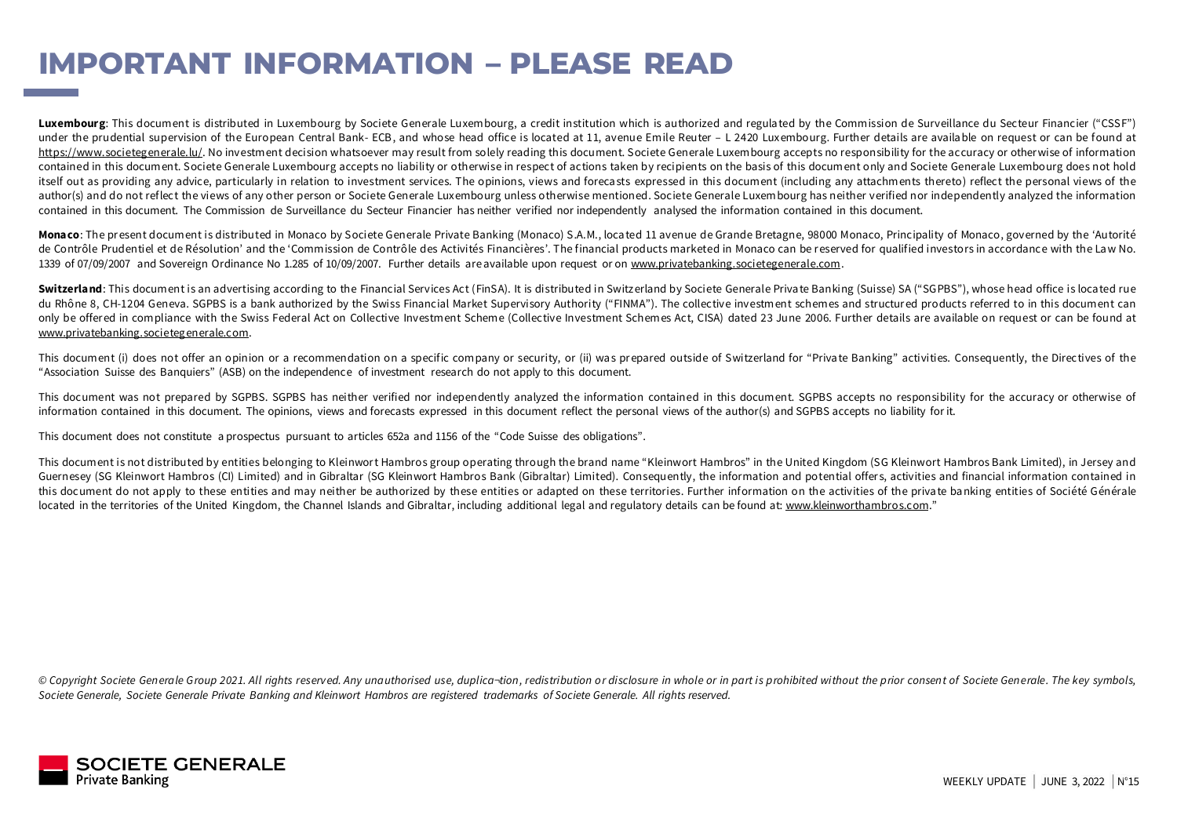# IMPORTANT INFORMATION – PLEASE READ

**Luxembourg**: This document is distributed in Luxembourg by Societe Generale Luxembourg, a credit institution which is authorized and regulated by the Commission de Surveillance du Secteur Financier ("CSSF") under the prudential supervision of the European Central Bank- ECB, and whose head office is located at 11, avenue Emile Reuter – L 2420 Luxembourg. Further details are available on request or can be found at https://www.societegenerale.lu/. No investment decision whatsoever may result from solely reading this document. Societe Generale Luxembourg accepts no responsibility for the accuracy or otherwise of information contained in this document. Societe Generale Luxembourg accepts no liability or otherwise in respect of actions taken by recipients on the basis of this document only and Societe Generale Luxembourg does not hold itself out as providing any advice, particularly in relation to investment services. The opinions, views and forecasts expressed in this document (including any attachments thereto) reflect the personal views of the author(s) and do not reflect the views of any other person or Societe Generale Luxembourg unless otherwise mentioned. Societe Generale Luxembourg has neither verified nor independently analyzed the information contained in this document. The Commission de Surveillance du Secteur Financier has neither verified nor independently analysed the information contained in this document.

**Monaco**: The present document is distributed in Monaco by Societe Generale Private Banking (Monaco) S.A.M., located 11 avenue de Grande Bretagne, 98000 Monaco, Principality of Monaco, governed by the 'Autorité de Contrôle Prudentiel et de Résolution' and the 'Commission de Contrôle des Activités Financières'. The financial products marketed in Monaco can be reserved for qualified investors in accordance with the Law No. 1339 of 07/09/2007 and Sovereign Ordinance No 1.285 of 10/09/2007. Further details are available upon request or on www.privatebanking.societegenerale.com.

**Switzerland**: This document is an advertising according to the Financial Services Act (FinSA). It is distributed in Switzerland by Societe Generale Private Banking (Suisse) SA ("SGPBS"), whose head office is located rue du Rhône 8, CH-1204 Geneva. SGPBS is a bank authorized by the Swiss Financial Market Supervisory Authority ("FINMA"). The collective investment schemes and structured products referred to in this document can only be offered in compliance with the Swiss Federal Act on Collective Investment Scheme (Collective Investment Schemes Act, CISA) dated 23 June 2006. Further details are available on request or can be found at www.privatebanking.societegenerale.com.

This document (i) does not offer an opinion or a recommendation on a specific company or security, or (ii) was prepared outside of Switzerland for "Private Banking" activities. Consequently, the Directives of the "Association Suisse des Banquiers" (ASB) on the independence of investment research do not apply to this document.

This document was not prepared by SGPBS. SGPBS has neither verified nor independently analyzed the information contained in this document. SGPBS accepts no responsibility for the accuracy or otherwise of information contained in this document. The opinions, views and forecasts expressed in this document reflect the personal views of the author(s) and SGPBS accepts no liability for it.

This document does not constitute a prospectus pursuant to articles 652a and 1156 of the "Code Suisse des obligations".

This document is not distributed by entities belonging to Kleinwort Hambros group operating through the brand name "Kleinwort Hambros" in the United Kingdom (SG Kleinwort Hambros Bank Limited), in Jersey and Guernesey (SG Kleinwort Hambros (CI) Limited) and in Gibraltar (SG Kleinwort Hambros Bank (Gibraltar) Limited). Consequently, the information and potential offers, activities and financial information contained in this document do not apply to these entities and may neither be authorized by these entities or adapted on these territories. Further information on the activities of the private banking entities of Société Générale located in the territories of the United Kingdom, the Channel Islands and Gibraltar, including additional legal and regulatory details can be found at: www.kleinworthambros.com."

*© Copyright Societe Generale Group 2021. All rights reserved. Any unauthorised use, duplica¬tion, redistribution or disclosure in whole or in part is prohibited without the prior consent of Societe Generale. The key symbols, Societe Generale, Societe Generale Private Banking and Kleinwort Hambros are registered trademarks of Societe Generale. All rights reserved.*

SOCIETE GENERALE
Private Banking